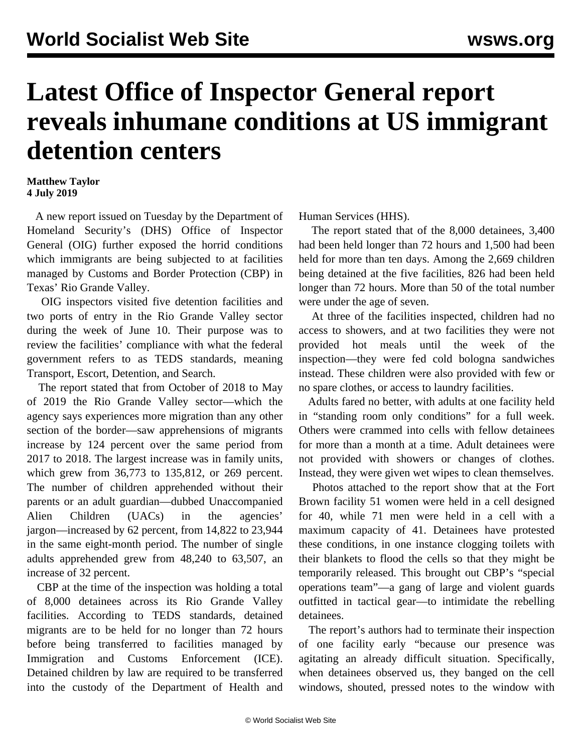# Latest Office of Inspector General report reveals inhumane conditions at US immigrant detention centers

**Matthew Taylor**
**4 July 2019**

A new report issued on Tuesday by the Department of Homeland Security's (DHS) Office of Inspector General (OIG) further exposed the horrid conditions which immigrants are being subjected to at facilities managed by Customs and Border Protection (CBP) in Texas' Rio Grande Valley.

OIG inspectors visited five detention facilities and two ports of entry in the Rio Grande Valley sector during the week of June 10. Their purpose was to review the facilities' compliance with what the federal government refers to as TEDS standards, meaning Transport, Escort, Detention, and Search.

The report stated that from October of 2018 to May of 2019 the Rio Grande Valley sector—which the agency says experiences more migration than any other section of the border—saw apprehensions of migrants increase by 124 percent over the same period from 2017 to 2018. The largest increase was in family units, which grew from 36,773 to 135,812, or 269 percent. The number of children apprehended without their parents or an adult guardian—dubbed Unaccompanied Alien Children (UACs) in the agencies' jargon—increased by 62 percent, from 14,822 to 23,944 in the same eight-month period. The number of single adults apprehended grew from 48,240 to 63,507, an increase of 32 percent.

CBP at the time of the inspection was holding a total of 8,000 detainees across its Rio Grande Valley facilities. According to TEDS standards, detained migrants are to be held for no longer than 72 hours before being transferred to facilities managed by Immigration and Customs Enforcement (ICE). Detained children by law are required to be transferred into the custody of the Department of Health and Human Services (HHS).

The report stated that of the 8,000 detainees, 3,400 had been held longer than 72 hours and 1,500 had been held for more than ten days. Among the 2,669 children being detained at the five facilities, 826 had been held longer than 72 hours. More than 50 of the total number were under the age of seven.

At three of the facilities inspected, children had no access to showers, and at two facilities they were not provided hot meals until the week of the inspection—they were fed cold bologna sandwiches instead. These children were also provided with few or no spare clothes, or access to laundry facilities.

Adults fared no better, with adults at one facility held in "standing room only conditions" for a full week. Others were crammed into cells with fellow detainees for more than a month at a time. Adult detainees were not provided with showers or changes of clothes. Instead, they were given wet wipes to clean themselves.

Photos attached to the report show that at the Fort Brown facility 51 women were held in a cell designed for 40, while 71 men were held in a cell with a maximum capacity of 41. Detainees have protested these conditions, in one instance clogging toilets with their blankets to flood the cells so that they might be temporarily released. This brought out CBP's "special operations team"—a gang of large and violent guards outfitted in tactical gear—to intimidate the rebelling detainees.

The report's authors had to terminate their inspection of one facility early "because our presence was agitating an already difficult situation. Specifically, when detainees observed us, they banged on the cell windows, shouted, pressed notes to the window with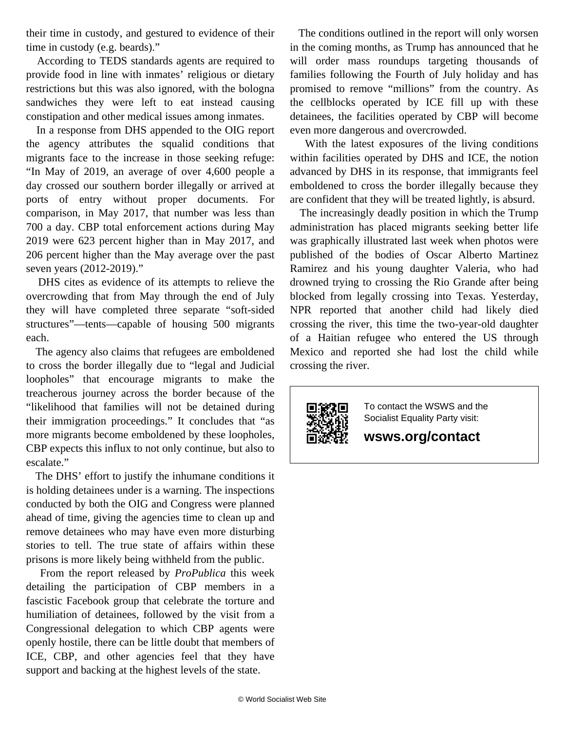their time in custody, and gestured to evidence of their time in custody (e.g. beards)."

According to TEDS standards agents are required to provide food in line with inmates' religious or dietary restrictions but this was also ignored, with the bologna sandwiches they were left to eat instead causing constipation and other medical issues among inmates.

In a response from DHS appended to the OIG report the agency attributes the squalid conditions that migrants face to the increase in those seeking refuge: "In May of 2019, an average of over 4,600 people a day crossed our southern border illegally or arrived at ports of entry without proper documents. For comparison, in May 2017, that number was less than 700 a day. CBP total enforcement actions during May 2019 were 623 percent higher than in May 2017, and 206 percent higher than the May average over the past seven years (2012-2019)."

DHS cites as evidence of its attempts to relieve the overcrowding that from May through the end of July they will have completed three separate "soft-sided structures"—tents—capable of housing 500 migrants each.

The agency also claims that refugees are emboldened to cross the border illegally due to "legal and Judicial loopholes" that encourage migrants to make the treacherous journey across the border because of the "likelihood that families will not be detained during their immigration proceedings." It concludes that "as more migrants become emboldened by these loopholes, CBP expects this influx to not only continue, but also to escalate."

The DHS' effort to justify the inhumane conditions it is holding detainees under is a warning. The inspections conducted by both the OIG and Congress were planned ahead of time, giving the agencies time to clean up and remove detainees who may have even more disturbing stories to tell. The true state of affairs within these prisons is more likely being withheld from the public.

From the report released by *ProPublica* this week detailing the participation of CBP members in a fascistic Facebook group that celebrate the torture and humiliation of detainees, followed by the visit from a Congressional delegation to which CBP agents were openly hostile, there can be little doubt that members of ICE, CBP, and other agencies feel that they have support and backing at the highest levels of the state.

The conditions outlined in the report will only worsen in the coming months, as Trump has announced that he will order mass roundups targeting thousands of families following the Fourth of July holiday and has promised to remove "millions" from the country. As the cellblocks operated by ICE fill up with these detainees, the facilities operated by CBP will become even more dangerous and overcrowded.

With the latest exposures of the living conditions within facilities operated by DHS and ICE, the notion advanced by DHS in its response, that immigrants feel emboldened to cross the border illegally because they are confident that they will be treated lightly, is absurd.

The increasingly deadly position in which the Trump administration has placed migrants seeking better life was graphically illustrated last week when photos were published of the bodies of Oscar Alberto Martinez Ramirez and his young daughter Valeria, who had drowned trying to crossing the Rio Grande after being blocked from legally crossing into Texas. Yesterday, NPR reported that another child had likely died crossing the river, this time the two-year-old daughter of a Haitian refugee who entered the US through Mexico and reported she had lost the child while crossing the river.

To contact the WSWS and the Socialist Equality Party visit:

**wsws.org/contact**